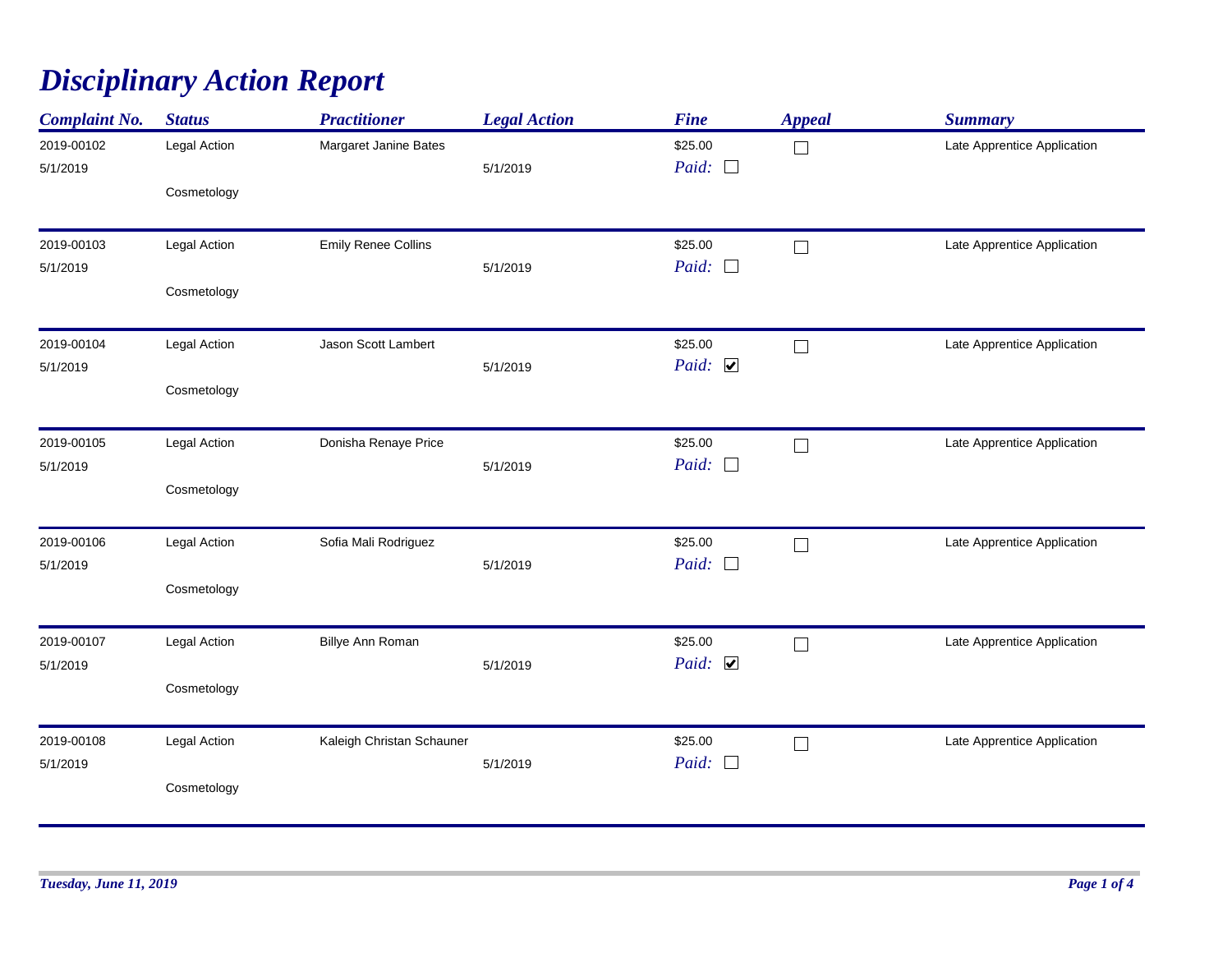# *Disciplinary Action Report*

| Complaint No. | Status | Practitioner | Legal Action | Fine | Appeal | Summary |
|---|---|---|---|---|---|---|
| 2019-00102<br>5/1/2019 | Legal Action<br>Cosmetology | Margaret Janine Bates | 5/1/2019 | $25.00<br>*Paid:* ☐ | ☐ | Late Apprentice Application |
| 2019-00103<br>5/1/2019 | Legal Action<br>Cosmetology | Emily Renee Collins | 5/1/2019 | $25.00<br>*Paid:* ☐ | ☐ | Late Apprentice Application |
| 2019-00104<br>5/1/2019 | Legal Action<br>Cosmetology | Jason Scott Lambert | 5/1/2019 | $25.00<br>*Paid:* ☑ | ☐ | Late Apprentice Application |
| 2019-00105<br>5/1/2019 | Legal Action<br>Cosmetology | Donisha Renaye Price | 5/1/2019 | $25.00<br>*Paid:* ☐ | ☐ | Late Apprentice Application |
| 2019-00106<br>5/1/2019 | Legal Action<br>Cosmetology | Sofia Mali Rodriguez | 5/1/2019 | $25.00<br>*Paid:* ☐ | ☐ | Late Apprentice Application |
| 2019-00107<br>5/1/2019 | Legal Action<br>Cosmetology | Billye Ann Roman | 5/1/2019 | $25.00<br>*Paid:* ☑ | ☐ | Late Apprentice Application |
| 2019-00108<br>5/1/2019 | Legal Action<br>Cosmetology | Kaleigh Christan Schauner | 5/1/2019 | $25.00<br>*Paid:* ☐ | ☐ | Late Apprentice Application |

*Tuesday, June 11, 2019*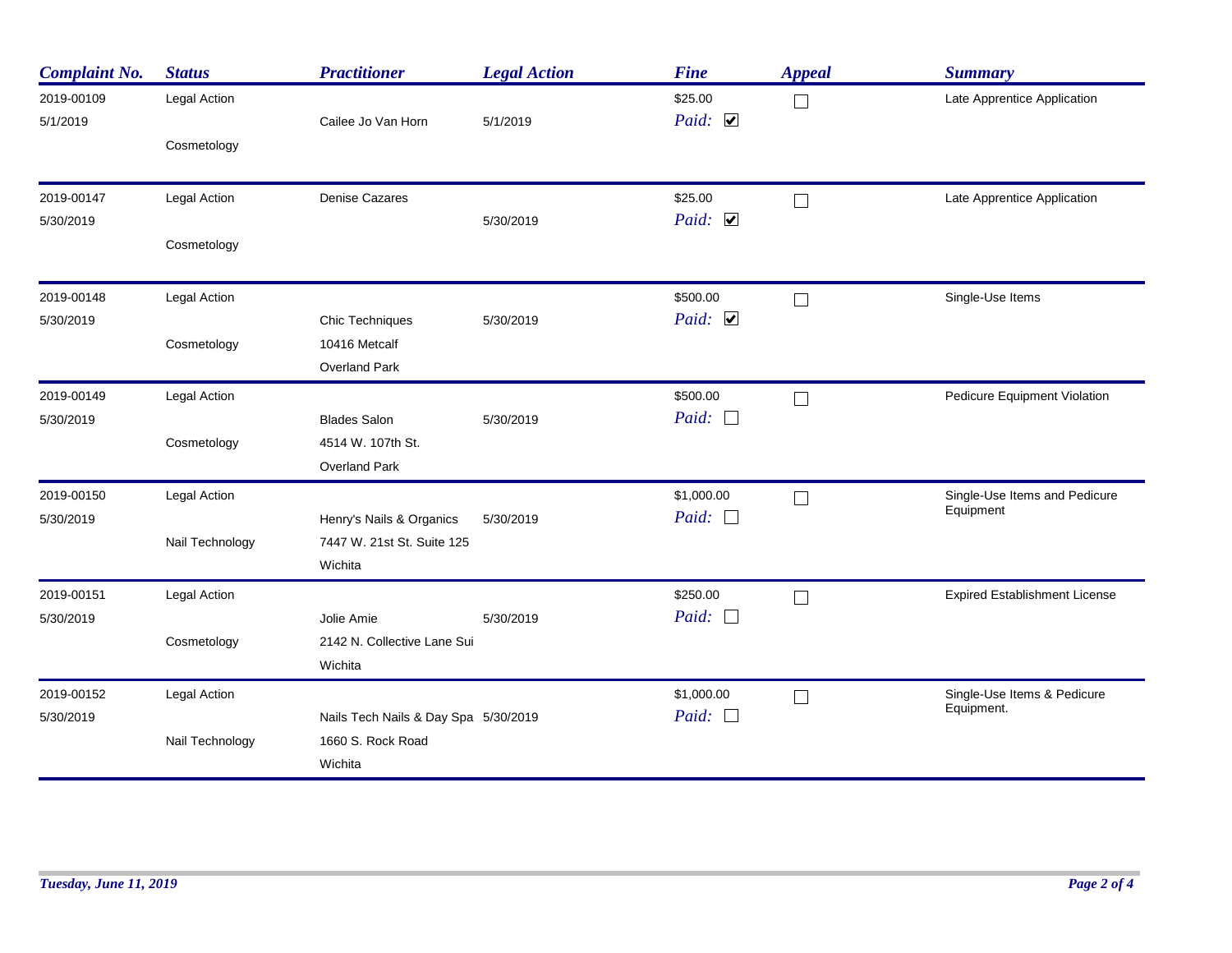| Complaint No. | Status | Practitioner | Legal Action | Fine | Appeal | Summary |
|---|---|---|---|---|---|---|
| 2019-00109<br>5/1/2019 | Legal Action<br><br>Cosmetology | Cailee Jo Van Horn | 5/1/2019 | $25.00<br>Paid: ☑ | ☐ | Late Apprentice Application |
| 2019-00147<br>5/30/2019 | Legal Action<br><br>Cosmetology | Denise Cazares | 5/30/2019 | $25.00<br>Paid: ☑ | ☐ | Late Apprentice Application |
| 2019-00148<br>5/30/2019 | Legal Action<br><br>Cosmetology | Chic Techniques<br>10416 Metcalf<br>Overland Park | 5/30/2019 | $500.00<br>Paid: ☑ | ☐ | Single-Use Items |
| 2019-00149<br>5/30/2019 | Legal Action<br><br>Cosmetology | Blades Salon<br>4514 W. 107th St.<br>Overland Park | 5/30/2019 | $500.00<br>Paid: ☐ | ☐ | Pedicure Equipment Violation |
| 2019-00150<br>5/30/2019 | Legal Action<br><br>Nail Technology | Henry's Nails & Organics<br>7447 W. 21st St. Suite 125<br>Wichita | 5/30/2019 | $1,000.00<br>Paid: ☐ | ☐ | Single-Use Items and Pedicure Equipment |
| 2019-00151<br>5/30/2019 | Legal Action<br><br>Cosmetology | Jolie Amie<br>2142 N. Collective Lane Sui<br>Wichita | 5/30/2019 | $250.00<br>Paid: ☐ | ☐ | Expired Establishment License |
| 2019-00152<br>5/30/2019 | Legal Action<br><br>Nail Technology | Nails Tech Nails & Day Spa<br>1660 S. Rock Road<br>Wichita | 5/30/2019 | $1,000.00<br>Paid: ☐ | ☐ | Single-Use Items & Pedicure Equipment. |

*Tuesday, June 11, 2019*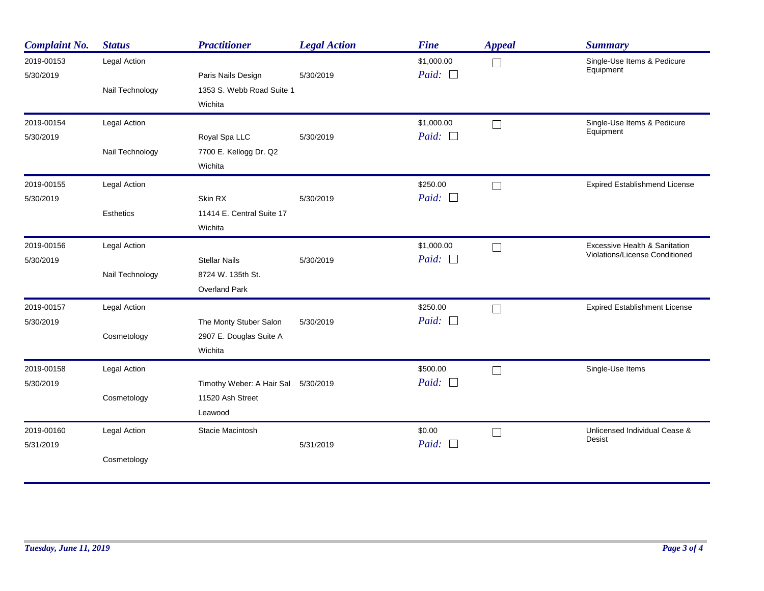| Complaint No. | Status | Practitioner | Legal Action | Fine | Appeal | Summary |
|---|---|---|---|---|---|---|
| 2019-00153<br>5/30/2019 | Legal Action<br>Nail Technology | Paris Nails Design<br>1353 S. Webb Road Suite 1<br>Wichita | 5/30/2019 | $1,000.00<br>Paid: ☐ | ☐ | Single-Use Items & Pedicure Equipment |
| 2019-00154<br>5/30/2019 | Legal Action<br>Nail Technology | Royal Spa LLC<br>7700 E. Kellogg Dr. Q2<br>Wichita | 5/30/2019 | $1,000.00<br>Paid: ☐ | ☐ | Single-Use Items & Pedicure Equipment |
| 2019-00155<br>5/30/2019 | Legal Action<br>Esthetics | Skin RX<br>11414 E. Central Suite 17<br>Wichita | 5/30/2019 | $250.00<br>Paid: ☐ | ☐ | Expired Establishmend License |
| 2019-00156<br>5/30/2019 | Legal Action<br>Nail Technology | Stellar Nails<br>8724 W. 135th St.<br>Overland Park | 5/30/2019 | $1,000.00<br>Paid: ☐ | ☐ | Excessive Health & Sanitation Violations/License Conditioned |
| 2019-00157<br>5/30/2019 | Legal Action<br>Cosmetology | The Monty Stuber Salon<br>2907 E. Douglas Suite A<br>Wichita | 5/30/2019 | $250.00<br>Paid: ☐ | ☐ | Expired Establishment License |
| 2019-00158<br>5/30/2019 | Legal Action<br>Cosmetology | Timothy Weber: A Hair Sal<br>11520 Ash Street<br>Leawood | 5/30/2019 | $500.00<br>Paid: ☐ | ☐ | Single-Use Items |
| 2019-00160<br>5/31/2019 | Legal Action<br>Cosmetology | Stacie Macintosh | 5/31/2019 | $0.00<br>Paid: ☐ | ☐ | Unlicensed Individual Cease & Desist |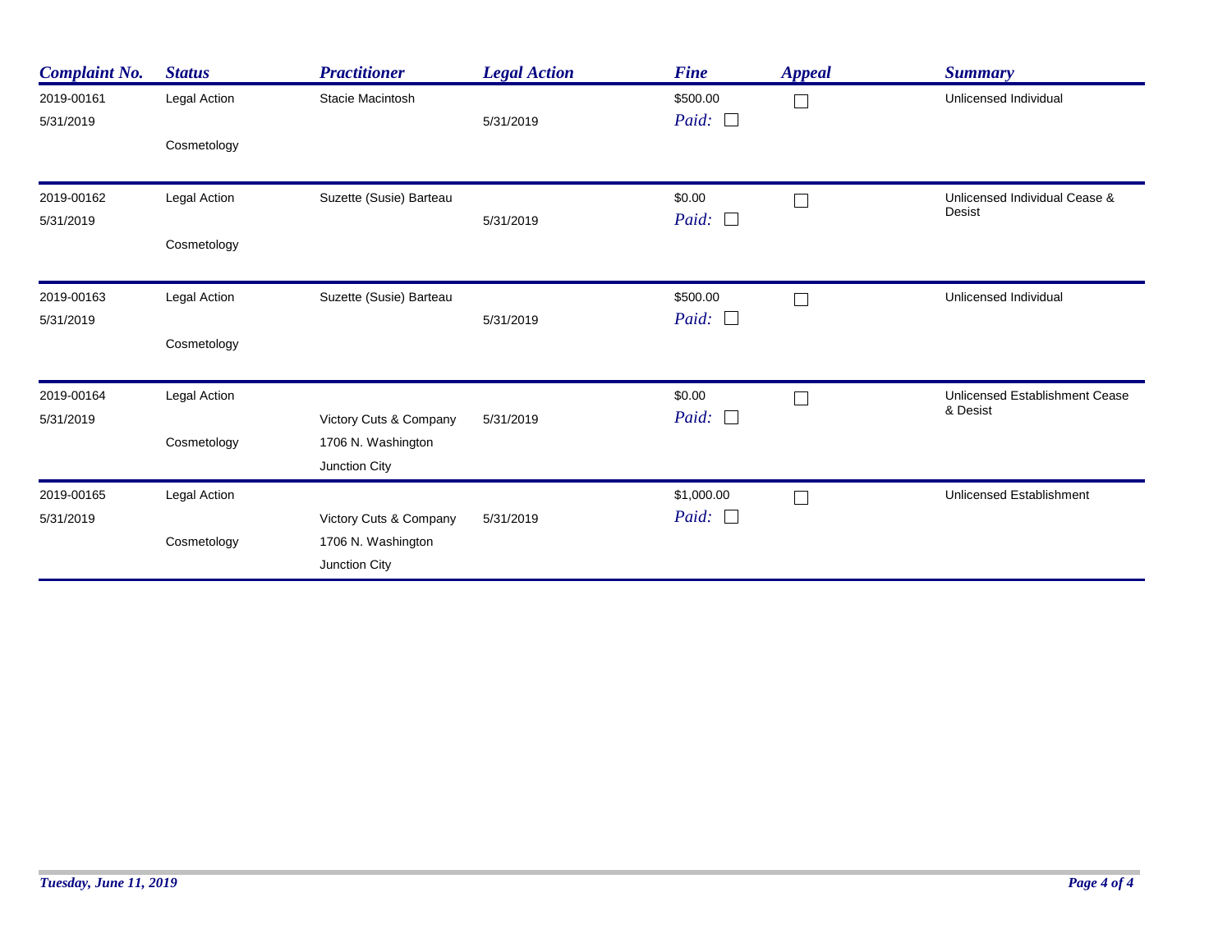| Complaint No. | Status | Practitioner | Legal Action | Fine | Appeal | Summary |
|---|---|---|---|---|---|---|
| 2019-00161<br>5/31/2019 | Legal Action<br><br>Cosmetology | Stacie Macintosh | <br>5/31/2019 | $500.00<br>*Paid:* ☐ | ☐ | Unlicensed Individual |
| 2019-00162<br>5/31/2019 | Legal Action<br><br>Cosmetology | Suzette (Susie) Barteau | <br>5/31/2019 | $0.00<br>*Paid:* ☐ | ☐ | Unlicensed Individual Cease & Desist |
| 2019-00163<br>5/31/2019 | Legal Action<br><br>Cosmetology | Suzette (Susie) Barteau | <br>5/31/2019 | $500.00<br>*Paid:* ☐ | ☐ | Unlicensed Individual |
| 2019-00164<br>5/31/2019 | Legal Action<br><br>Cosmetology | <br>Victory Cuts & Company<br>1706 N. Washington<br>Junction City | <br>5/31/2019 | $0.00<br>*Paid:* ☐ | ☐ | Unlicensed Establishment Cease & Desist |
| 2019-00165<br>5/31/2019 | Legal Action<br><br>Cosmetology | <br>Victory Cuts & Company<br>1706 N. Washington<br>Junction City | <br>5/31/2019 | $1,000.00<br>*Paid:* ☐ | ☐ | Unlicensed Establishment |

*Tuesday, June 11, 2019*